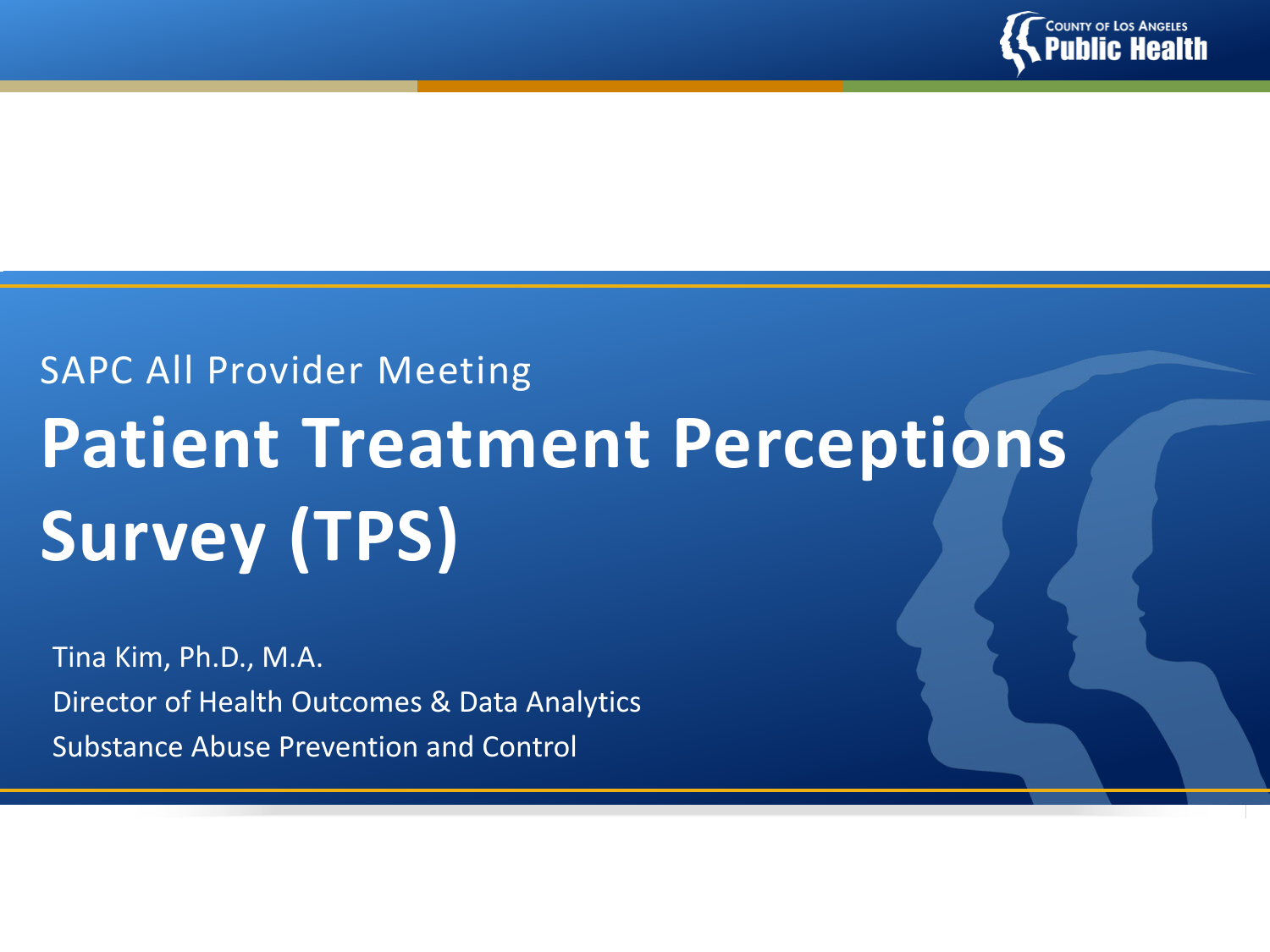COUNTY OF LOS ANGELES
Public Health

SAPC All Provider Meeting

# Patient Treatment Perceptions Survey (TPS)

Tina Kim, Ph.D., M.A.
Director of Health Outcomes & Data Analytics
Substance Abuse Prevention and Control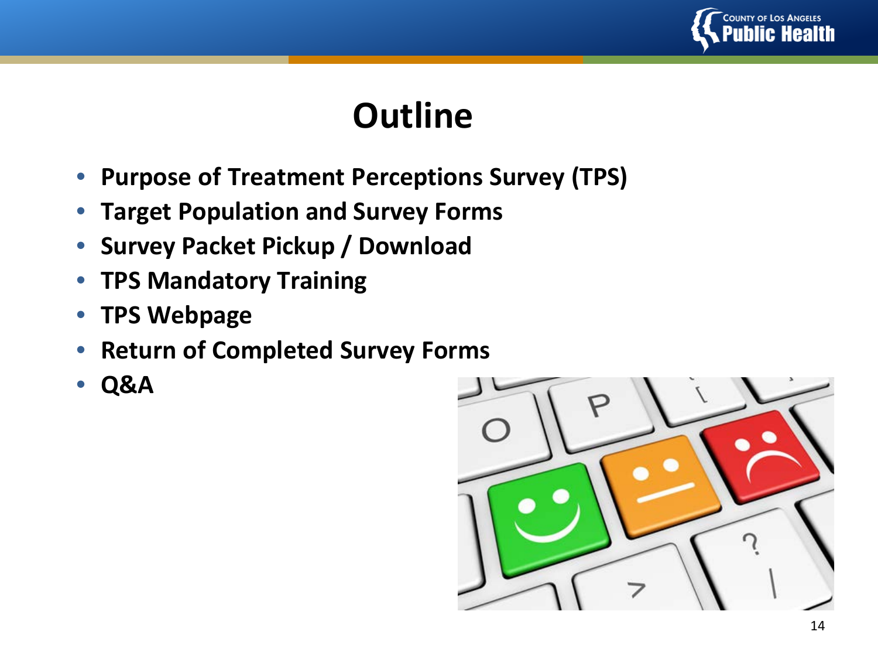# Outline

- Purpose of Treatment Perceptions Survey (TPS)
- Target Population and Survey Forms
- Survey Packet Pickup / Download
- TPS Mandatory Training
- TPS Webpage
- Return of Completed Survey Forms
- Q&A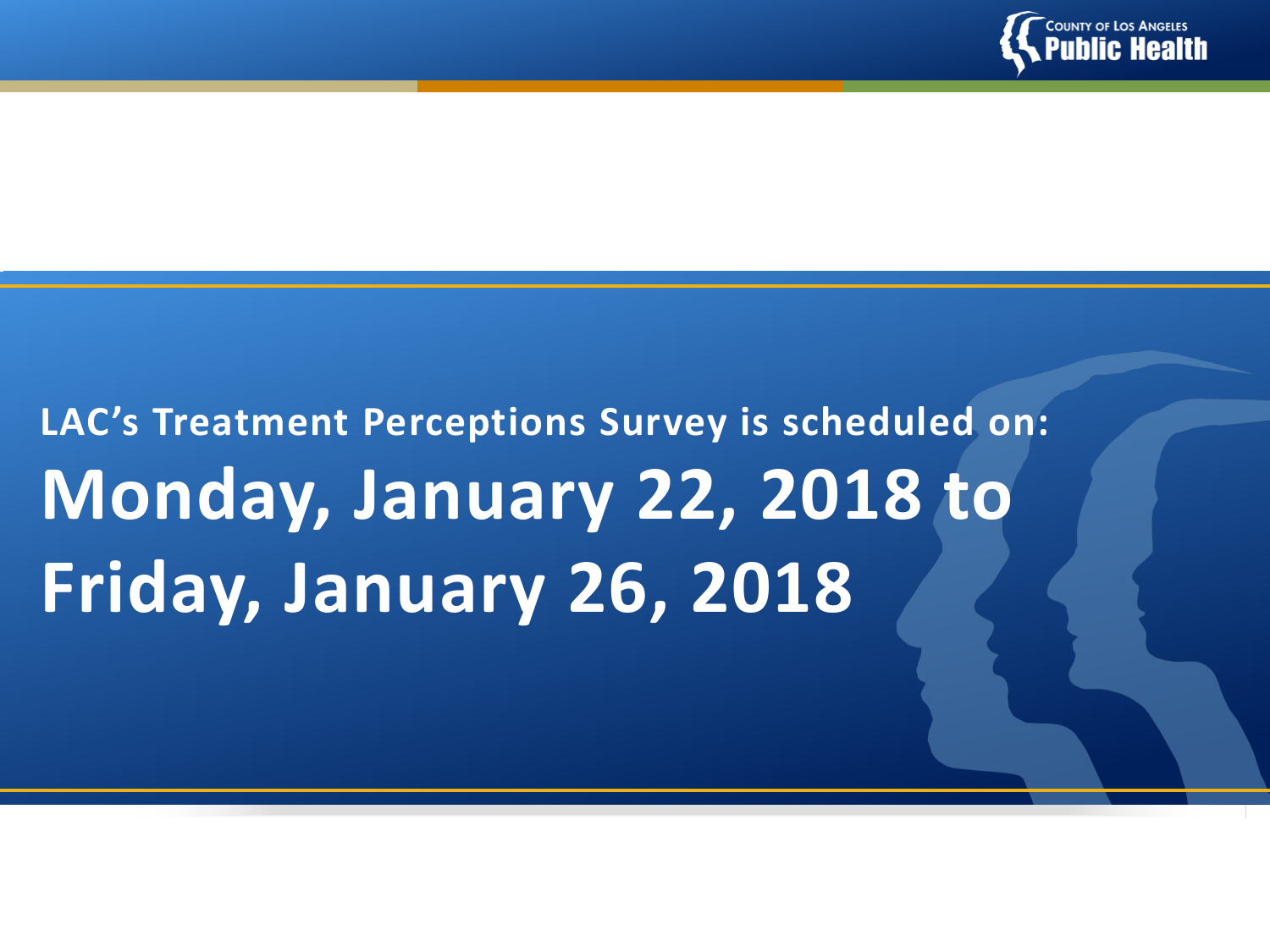**LAC's Treatment Perceptions Survey is scheduled on:**

# Monday, January 22, 2018 to Friday, January 26, 2018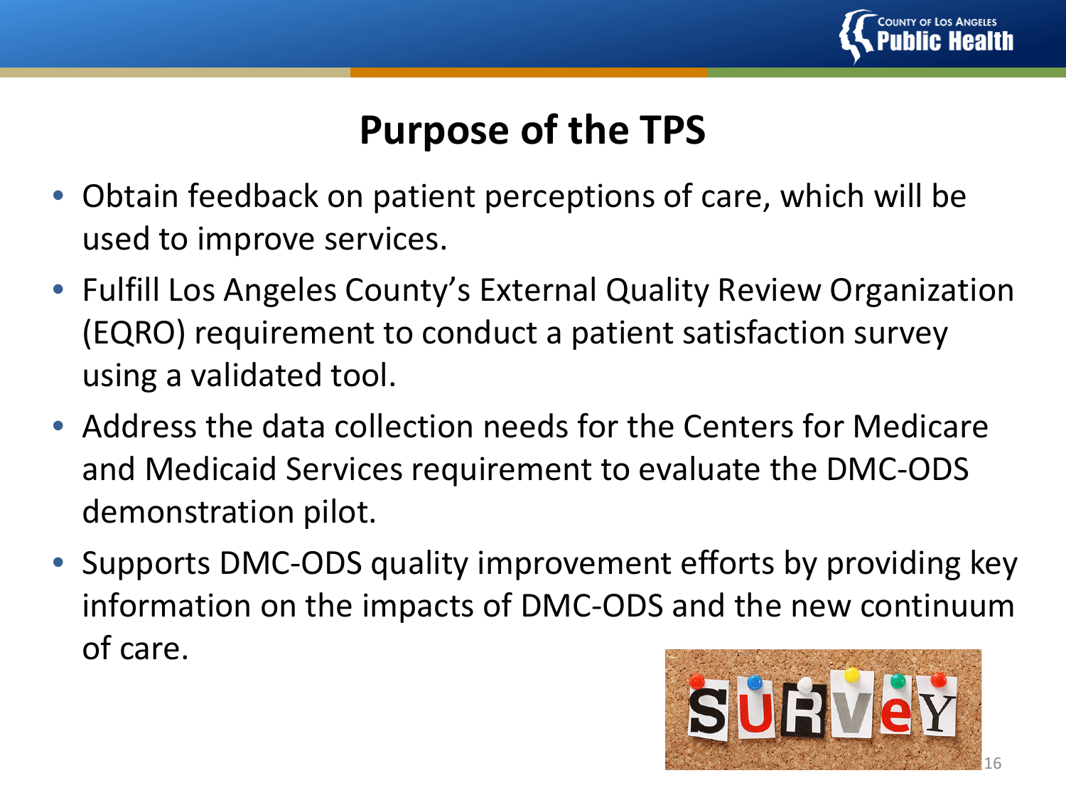# Purpose of the TPS

- Obtain feedback on patient perceptions of care, which will be used to improve services.
- Fulfill Los Angeles County's External Quality Review Organization (EQRO) requirement to conduct a patient satisfaction survey using a validated tool.
- Address the data collection needs for the Centers for Medicare and Medicaid Services requirement to evaluate the DMC-ODS demonstration pilot.
- Supports DMC-ODS quality improvement efforts by providing key information on the impacts of DMC-ODS and the new continuum of care.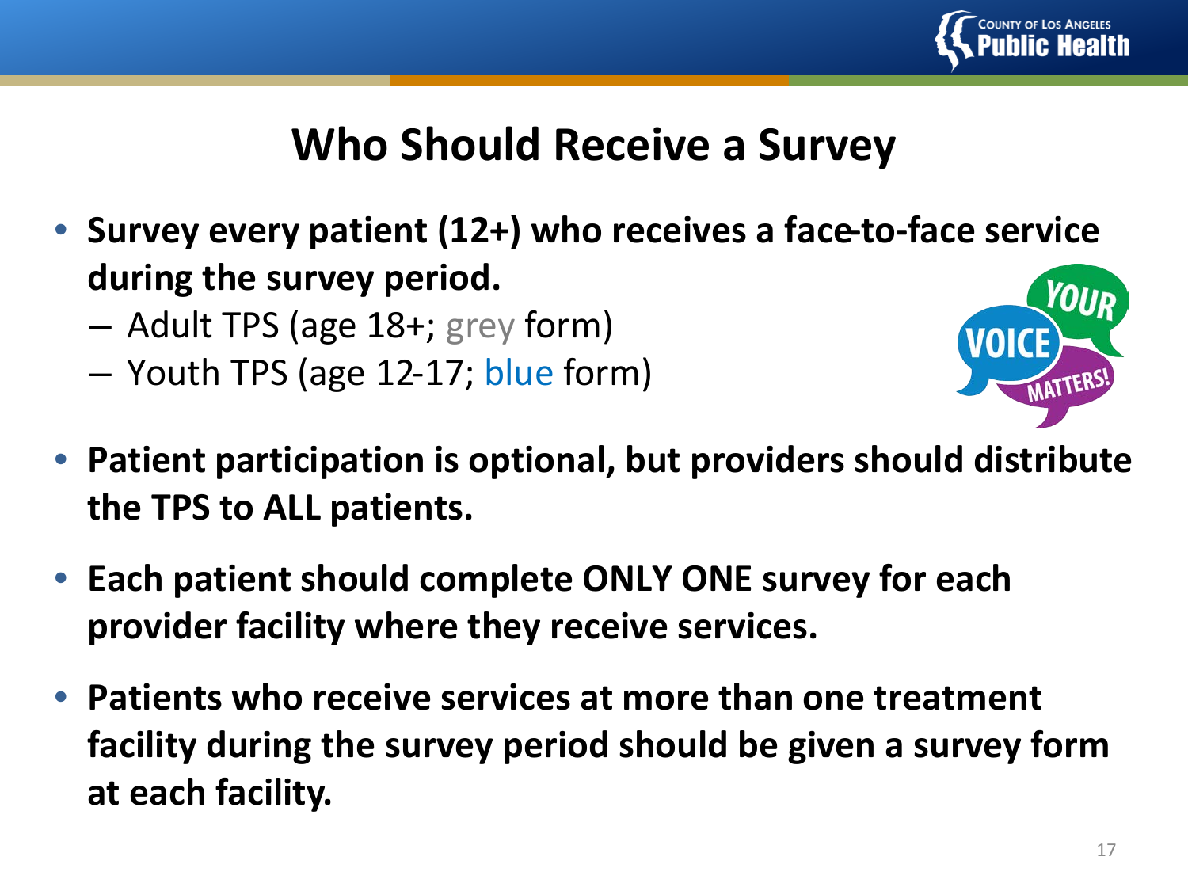# Who Should Receive a Survey

- **Survey every patient (12+) who receives a face-to-face service during the survey period.**
  - Adult TPS (age 18+; grey form)
  - Youth TPS (age 12-17; blue form)
- **Patient participation is optional, but providers should distribute the TPS to ALL patients.**
- **Each patient should complete ONLY ONE survey for each provider facility where they receive services.**
- **Patients who receive services at more than one treatment facility during the survey period should be given a survey form at each facility.**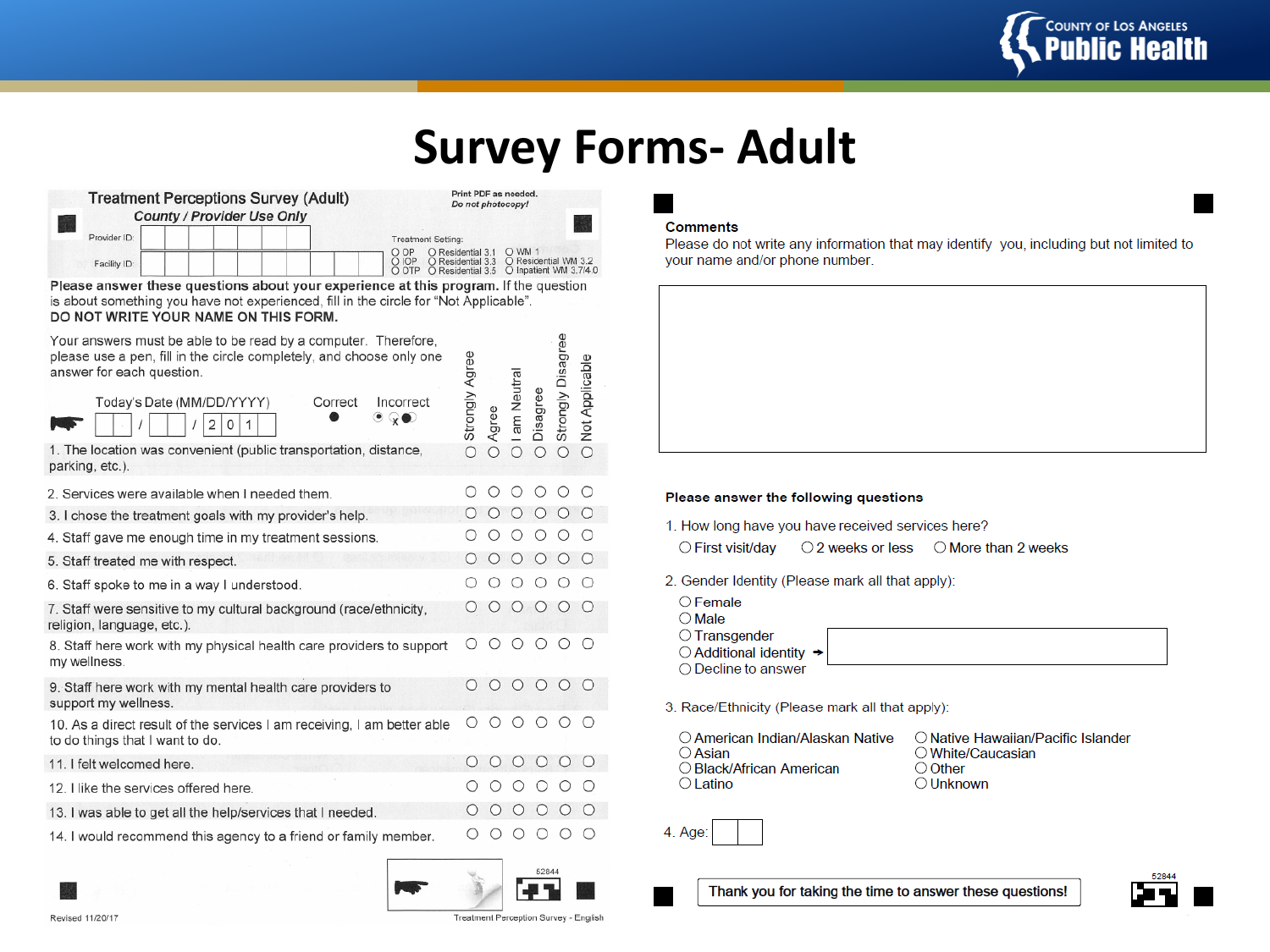# Survey Forms- Adult

## Treatment Perceptions Survey (Adult)

*County / Provider Use Only*

Print PDF as needed.
*Do not photocopy!*

Provider ID:

Facility ID:

Treatment Setting:

- ○ OP
- ○ IOP
- ○ OTP
- ○ Residential 3.1
- ○ Residential 3.3
- ○ Residential 3.5
- ○ WM 1
- ○ Residential WM 3.2
- ○ Inpatient WM 3.7/4.0

**Please answer these questions about your experience at this program.** If the question is about something you have not experienced, fill in the circle for "Not Applicable".
**DO NOT WRITE YOUR NAME ON THIS FORM.**

Your answers must be able to be read by a computer. Therefore, please use a pen, fill in the circle completely, and choose only one answer for each question.

Today's Date (MM/DD/YYYY) __ __ / __ __ / 2 0 1 __

Correct ● Incorrect

| Question | Strongly Agree | Agree | I am Neutral | Disagree | Strongly Disagree | Not Applicable |
|---|---|---|---|---|---|---|
| 1. The location was convenient (public transportation, distance, parking, etc.). | ○ | ○ | ○ | ○ | ○ | ○ |
| 2. Services were available when I needed them. | ○ | ○ | ○ | ○ | ○ | ○ |
| 3. I chose the treatment goals with my provider's help. | ○ | ○ | ○ | ○ | ○ | ○ |
| 4. Staff gave me enough time in my treatment sessions. | ○ | ○ | ○ | ○ | ○ | ○ |
| 5. Staff treated me with respect. | ○ | ○ | ○ | ○ | ○ | ○ |
| 6. Staff spoke to me in a way I understood. | ○ | ○ | ○ | ○ | ○ | ○ |
| 7. Staff were sensitive to my cultural background (race/ethnicity, religion, language, etc.). | ○ | ○ | ○ | ○ | ○ | ○ |
| 8. Staff here work with my physical health care providers to support my wellness. | ○ | ○ | ○ | ○ | ○ | ○ |
| 9. Staff here work with my mental health care providers to support my wellness. | ○ | ○ | ○ | ○ | ○ | ○ |
| 10. As a direct result of the services I am receiving, I am better able to do things that I want to do. | ○ | ○ | ○ | ○ | ○ | ○ |
| 11. I felt welcomed here. | ○ | ○ | ○ | ○ | ○ | ○ |
| 12. I like the services offered here. | ○ | ○ | ○ | ○ | ○ | ○ |
| 13. I was able to get all the help/services that I needed. | ○ | ○ | ○ | ○ | ○ | ○ |
| 14. I would recommend this agency to a friend or family member. | ○ | ○ | ○ | ○ | ○ | ○ |

52844

Revised 11/20/17

Treatment Perception Survey - English

**Comments**
Please do not write any information that may identify you, including but not limited to your name and/or phone number.

**Please answer the following questions**

1. How long have you received services here?
   - ○ First visit/day
   - ○ 2 weeks or less
   - ○ More than 2 weeks

2. Gender Identity (Please mark all that apply):
   - ○ Female
   - ○ Male
   - ○ Transgender
   - ○ Additional identity →
   - ○ Decline to answer

3. Race/Ethnicity (Please mark all that apply):
   - ○ American Indian/Alaskan Native
   - ○ Asian
   - ○ Black/African American
   - ○ Latino
   - ○ Native Hawaiian/Pacific Islander
   - ○ White/Caucasian
   - ○ Other
   - ○ Unknown

4. Age:

Thank you for taking the time to answer these questions!

52844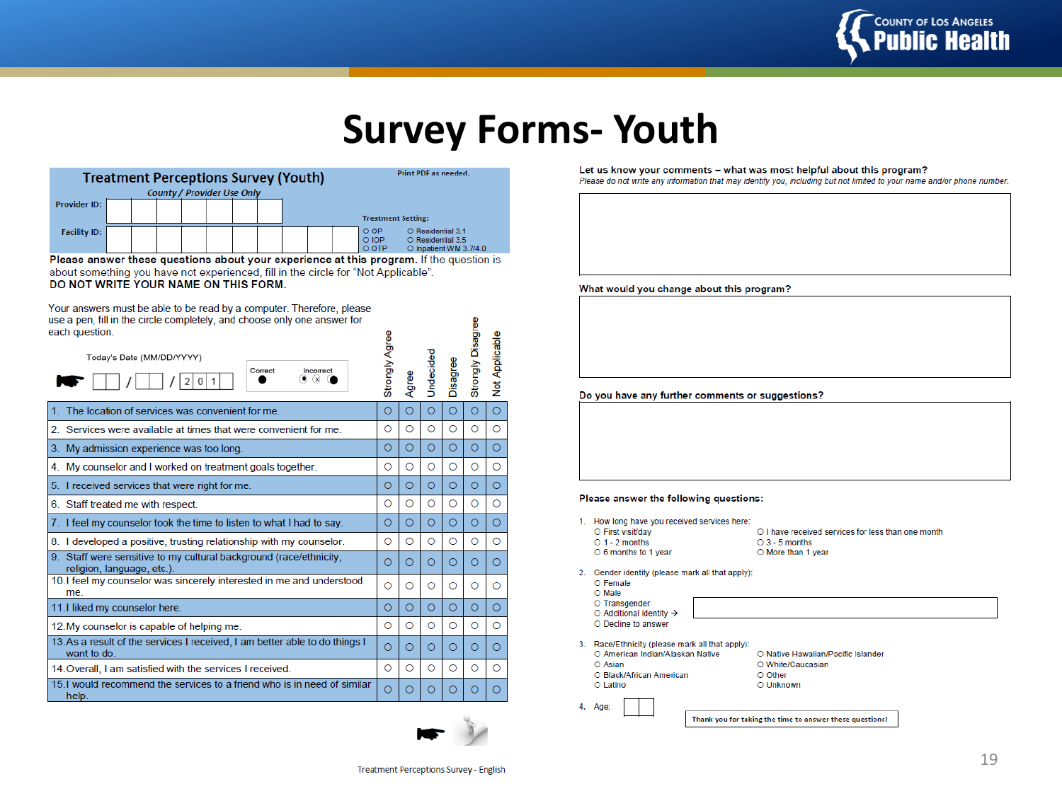# Survey Forms- Youth

## Treatment Perceptions Survey (Youth)

Print PDF as needed.

*County / Provider Use Only*

Provider ID: 

Facility ID: 

Treatment Setting:
- ○ OP
- ○ IOP
- ○ OTP
- ○ Residential 3.1
- ○ Residential 3.5
- ○ Inpatient WM 3.7/4.0

**Please answer these questions about your experience at this program.** If the question is about something you have not experienced, fill in the circle for "Not Applicable".
**DO NOT WRITE YOUR NAME ON THIS FORM.**

Your answers must be able to be read by a computer. Therefore, please use a pen, fill in the circle completely, and choose only one answer for each question.

Today's Date (MM/DD/YYYY) __ / __ / 2 0 1 _

Correct ● Incorrect ◉ ⊗ ⬤

| | Strongly Agree | Agree | Undecided | Disagree | Strongly Disagree | Not Applicable |
|---|---|---|---|---|---|---|
| 1. The location of services was convenient for me. | ○ | ○ | ○ | ○ | ○ | ○ |
| 2. Services were available at times that were convenient for me. | ○ | ○ | ○ | ○ | ○ | ○ |
| 3. My admission experience was too long. | ○ | ○ | ○ | ○ | ○ | ○ |
| 4. My counselor and I worked on treatment goals together. | ○ | ○ | ○ | ○ | ○ | ○ |
| 5. I received services that were right for me. | ○ | ○ | ○ | ○ | ○ | ○ |
| 6. Staff treated me with respect. | ○ | ○ | ○ | ○ | ○ | ○ |
| 7. I feel my counselor took the time to listen to what I had to say. | ○ | ○ | ○ | ○ | ○ | ○ |
| 8. I developed a positive, trusting relationship with my counselor. | ○ | ○ | ○ | ○ | ○ | ○ |
| 9. Staff were sensitive to my cultural background (race/ethnicity, religion, language, etc.). | ○ | ○ | ○ | ○ | ○ | ○ |
| 10. I feel my counselor was sincerely interested in me and understood me. | ○ | ○ | ○ | ○ | ○ | ○ |
| 11. I liked my counselor here. | ○ | ○ | ○ | ○ | ○ | ○ |
| 12. My counselor is capable of helping me. | ○ | ○ | ○ | ○ | ○ | ○ |
| 13. As a result of the services I received, I am better able to do things I want to do. | ○ | ○ | ○ | ○ | ○ | ○ |
| 14. Overall, I am satisfied with the services I received. | ○ | ○ | ○ | ○ | ○ | ○ |
| 15. I would recommend the services to a friend who is in need of similar help. | ○ | ○ | ○ | ○ | ○ | ○ |

Treatment Perceptions Survey - English

**Let us know your comments – what was most helpful about this program?**
*Please do not write any information that may identify you, including but not limited to your name and/or phone number.*

**What would you change about this program?**

**Do you have any further comments or suggestions?**

**Please answer the following questions:**

1. How long have you received services here:
   - ○ First visit/day
   - ○ 1 - 2 months
   - ○ 6 months to 1 year
   - ○ I have received services for less than one month
   - ○ 3 - 5 months
   - ○ More than 1 year
2. Gender identity (please mark all that apply):
   - ○ Female
   - ○ Male
   - ○ Transgender
   - ○ Additional identity →
   - ○ Decline to answer
3. Race/Ethnicity (please mark all that apply):
   - ○ American Indian/Alaskan Native
   - ○ Asian
   - ○ Black/African American
   - ○ Latino
   - ○ Native Hawaiian/Pacific Islander
   - ○ White/Caucasian
   - ○ Other
   - ○ Unknown
4. Age:

Thank you for taking the time to answer these questions!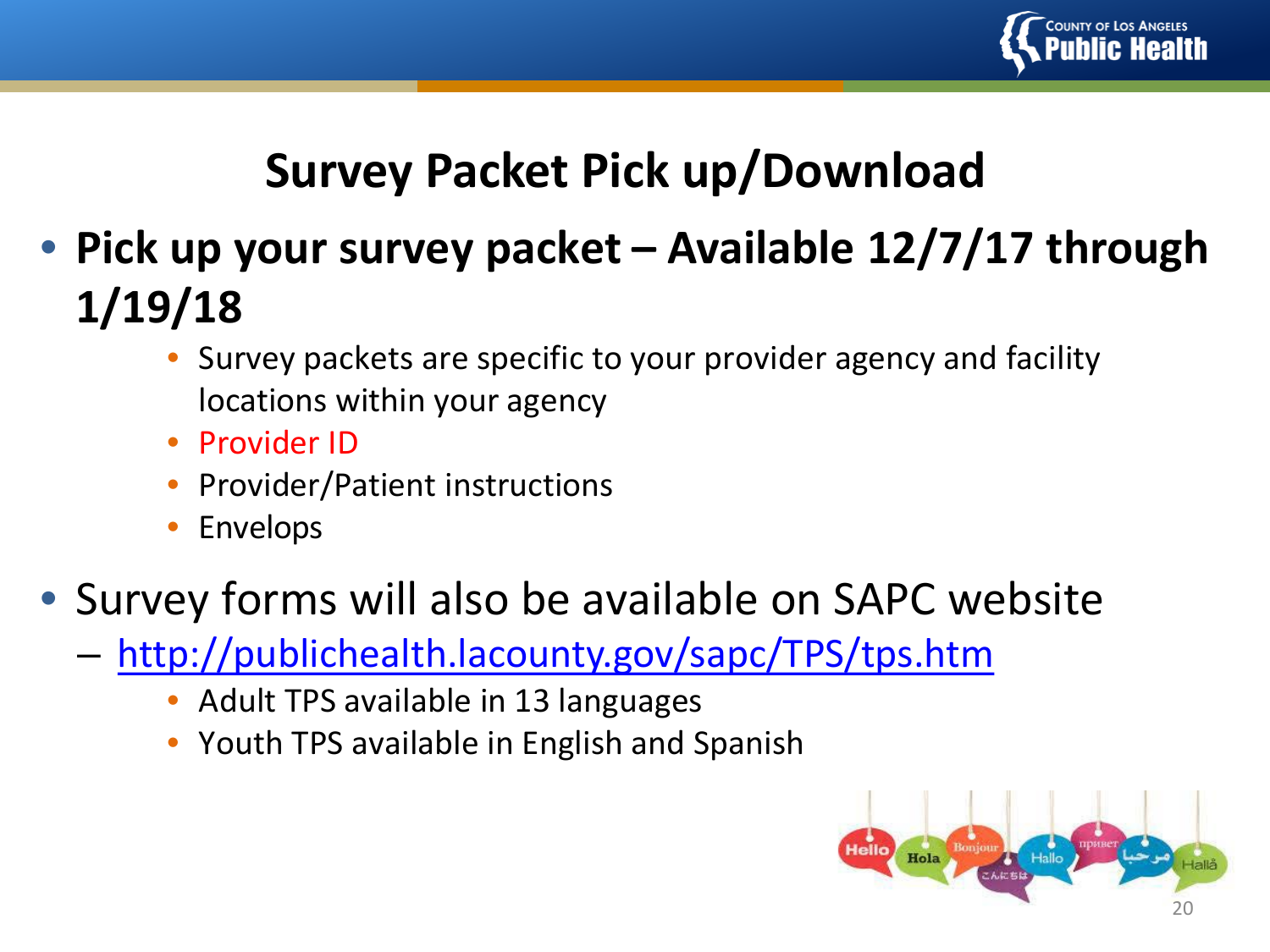# Survey Packet Pick up/Download

- **Pick up your survey packet – Available 12/7/17 through 1/19/18**
  - Survey packets are specific to your provider agency and facility locations within your agency
  - Provider ID
  - Provider/Patient instructions
  - Envelops
- Survey forms will also be available on SAPC website
  - http://publichealth.lacounty.gov/sapc/TPS/tps.htm
    - Adult TPS available in 13 languages
    - Youth TPS available in English and Spanish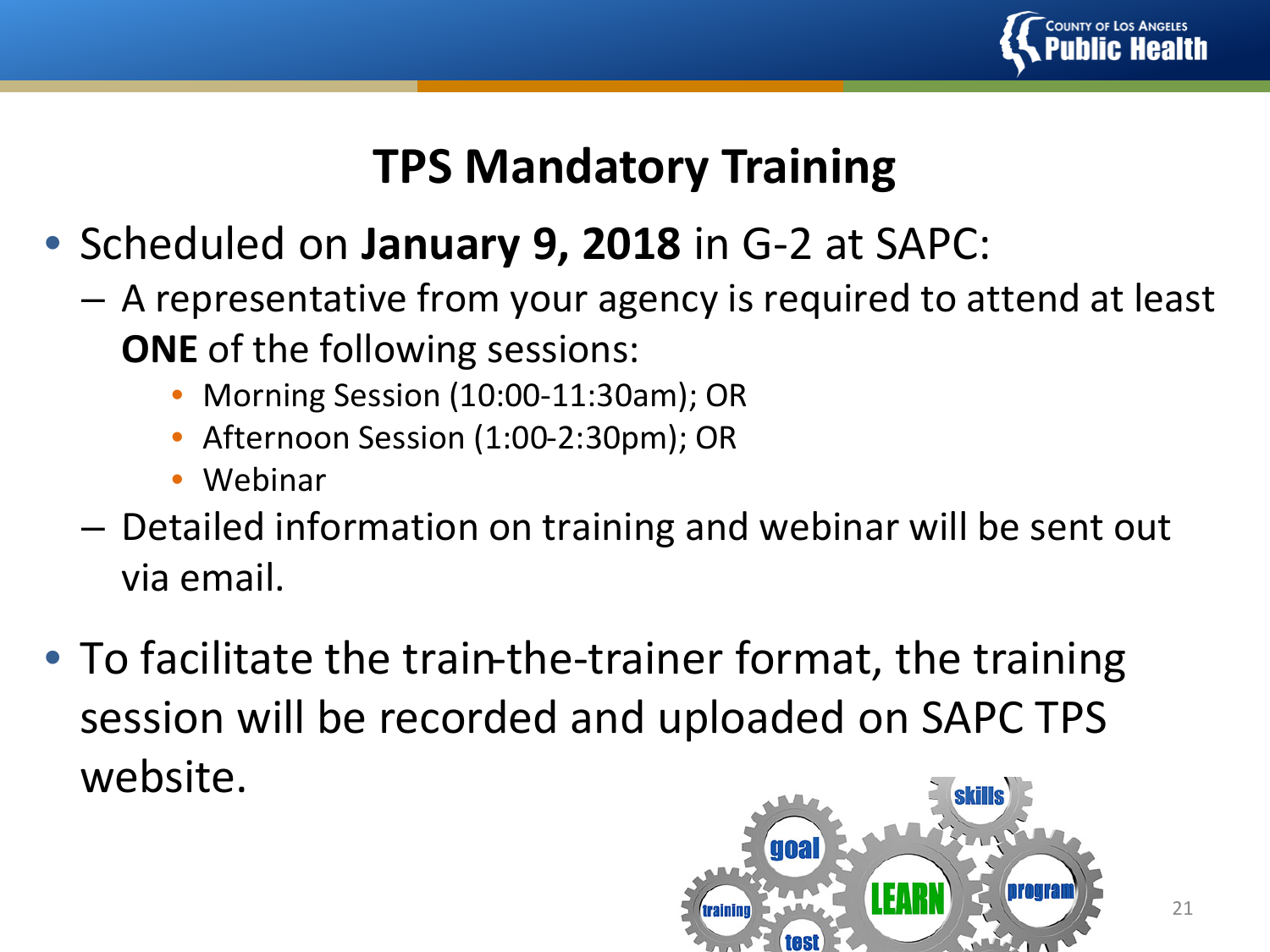# TPS Mandatory Training

- Scheduled on **January 9, 2018** in G-2 at SAPC:
  - A representative from your agency is required to attend at least **ONE** of the following sessions:
    - Morning Session (10:00-11:30am); OR
    - Afternoon Session (1:00-2:30pm); OR
    - Webinar
  - Detailed information on training and webinar will be sent out via email.
- To facilitate the train-the-trainer format, the training session will be recorded and uploaded on SAPC TPS website.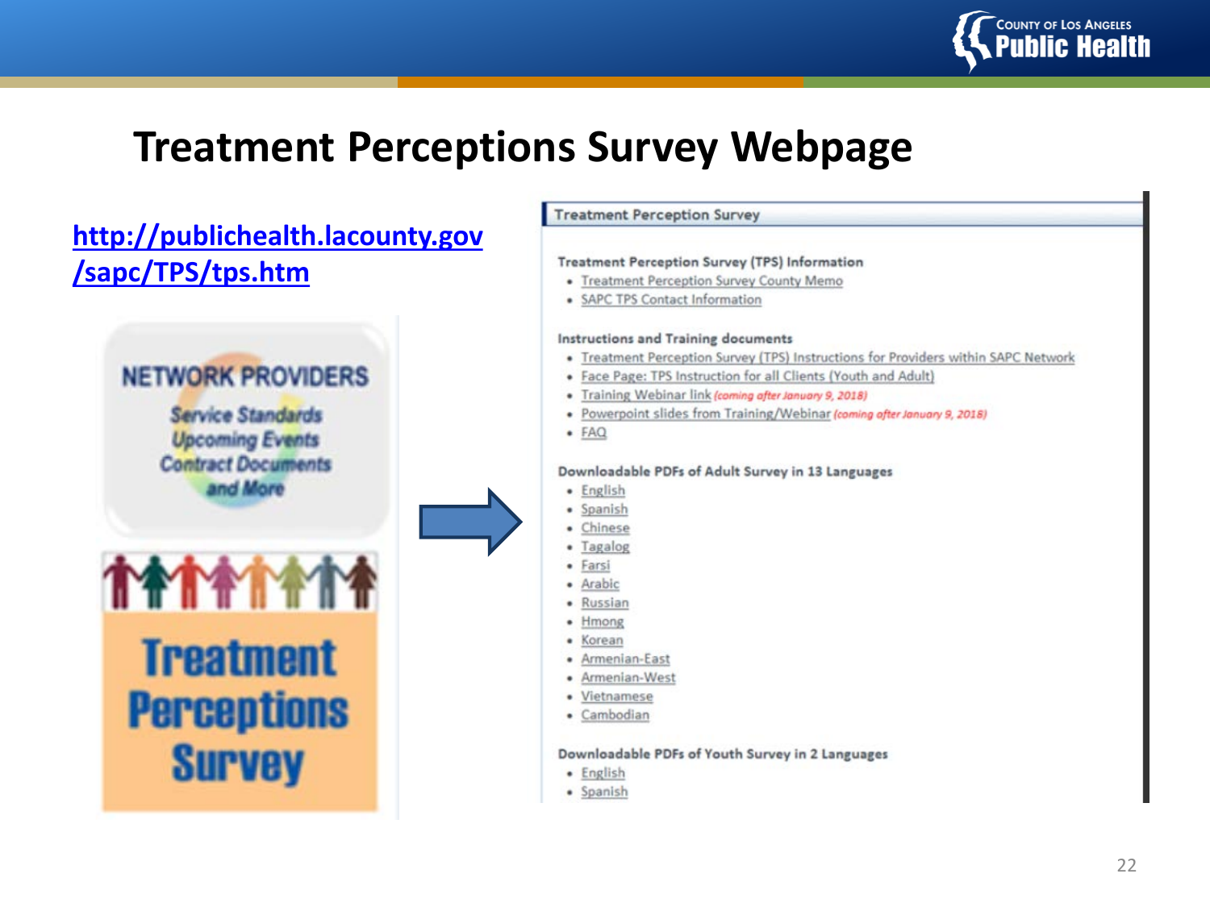# Treatment Perceptions Survey Webpage

http://publichealth.lacounty.gov/sapc/TPS/tps.htm

NETWORK PROVIDERS

Service Standards
Upcoming Events
Contract Documents
and More

Treatment Perceptions Survey

## Treatment Perception Survey

### Treatment Perception Survey (TPS) Information

- Treatment Perception Survey County Memo
- SAPC TPS Contact Information

### Instructions and Training documents

- Treatment Perception Survey (TPS) Instructions for Providers within SAPC Network
- Face Page: TPS Instruction for all Clients (Youth and Adult)
- Training Webinar link *(coming after January 9, 2018)*
- Powerpoint slides from Training/Webinar *(coming after January 9, 2018)*
- FAQ

### Downloadable PDFs of Adult Survey in 13 Languages

- English
- Spanish
- Chinese
- Tagalog
- Farsi
- Arabic
- Russian
- Hmong
- Korean
- Armenian-East
- Armenian-West
- Vietnamese
- Cambodian

### Downloadable PDFs of Youth Survey in 2 Languages

- English
- Spanish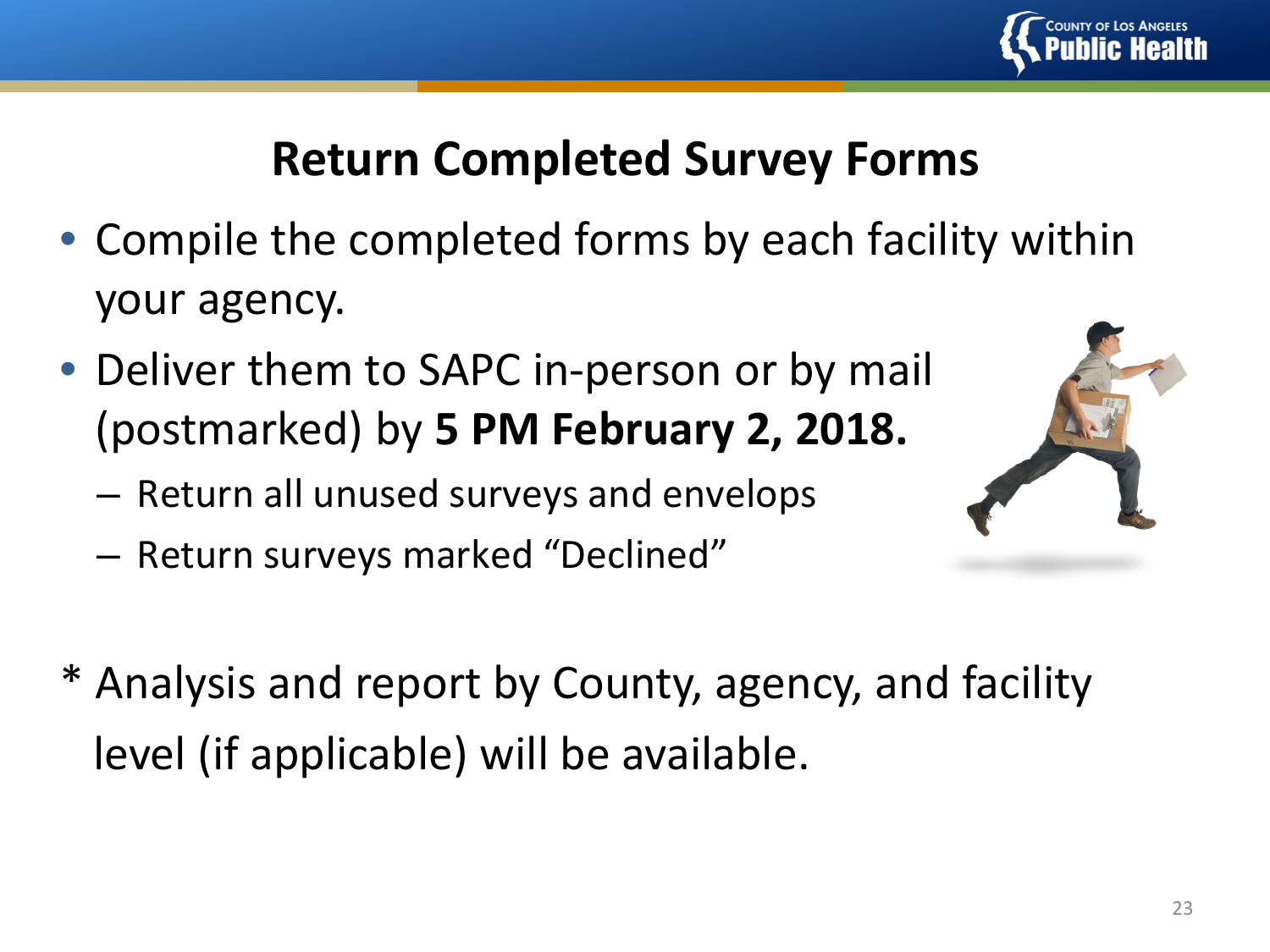# Return Completed Survey Forms

- Compile the completed forms by each facility within your agency.
- Deliver them to SAPC in-person or by mail (postmarked) by **5 PM February 2, 2018.**
  - Return all unused surveys and envelops
  - Return surveys marked “Declined”

\* Analysis and report by County, agency, and facility level (if applicable) will be available.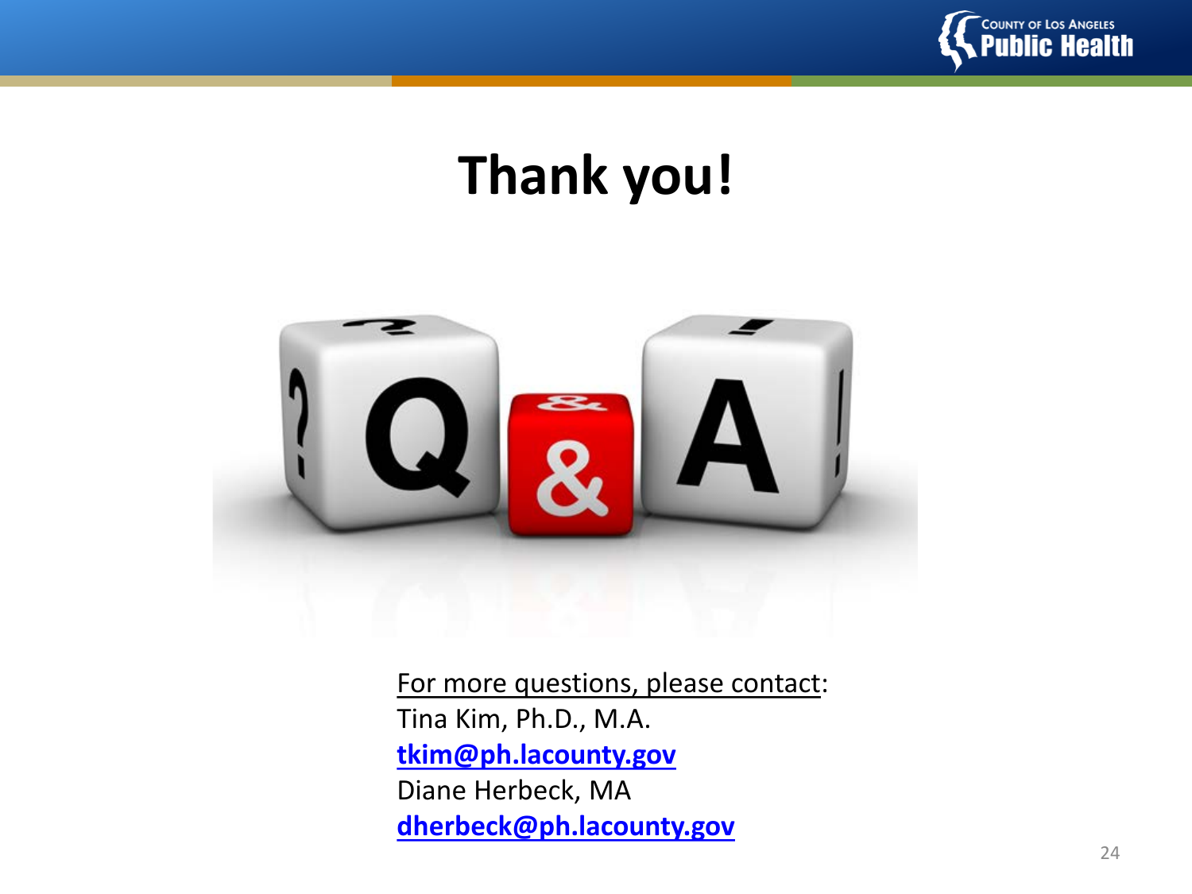# Thank you!

For more questions, please contact:

Tina Kim, Ph.D., M.A.

**tkim@ph.lacounty.gov**

Diane Herbeck, MA

**dherbeck@ph.lacounty.gov**